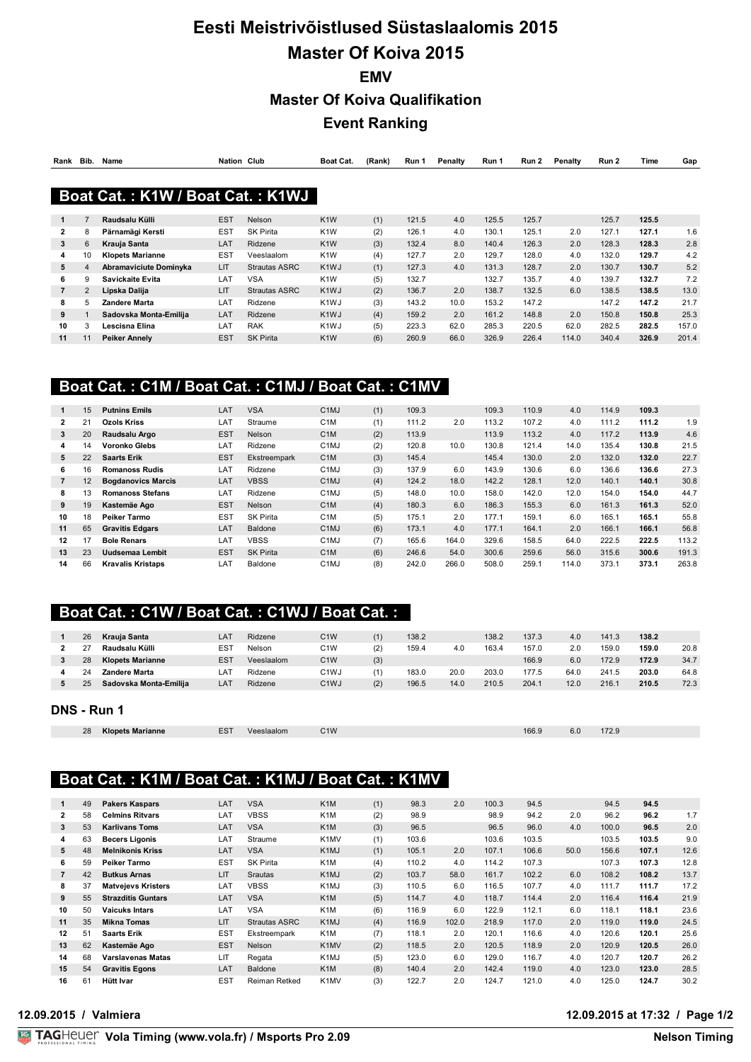# Eesti Meistrivõistlused Süstaslaalomis 2015

# Master Of Koiva 2015

## EMV

## Master Of Koiva Qualifikation

## Event Ranking

### Boat Cat. : K1W / Boat Cat. : K1WJ

| Rank | Bib. | Name | Nation | Club | Boat Cat. | (Rank) | Run 1 | Penalty | Run 1 | Run 2 | Penalty | Run 2 | Time | Gap |
|---|---|---|---|---|---|---|---|---|---|---|---|---|---|---|
| 1 | 7 | **Raudsalu Külli** | EST | Nelson | K1W | (1) | 121.5 | 4.0 | 125.5 | 125.7 | | 125.7 | **125.5** | |
| 2 | 8 | **Pärnamägi Kersti** | EST | SK Pirita | K1W | (2) | 126.1 | 4.0 | 130.1 | 125.1 | 2.0 | 127.1 | **127.1** | 1.6 |
| 3 | 6 | **Krauja Santa** | LAT | Ridzene | K1W | (3) | 132.4 | 8.0 | 140.4 | 126.3 | 2.0 | 128.3 | **128.3** | 2.8 |
| 4 | 10 | **Klopets Marianne** | EST | Veeslaalom | K1W | (4) | 127.7 | 2.0 | 129.7 | 128.0 | 4.0 | 132.0 | **129.7** | 4.2 |
| 5 | 4 | **Abramaviciute Dominyka** | LIT | Strautas ASRC | K1WJ | (1) | 127.3 | 4.0 | 131.3 | 128.7 | 2.0 | 130.7 | **130.7** | 5.2 |
| 6 | 9 | **Savickaite Evita** | LAT | VSA | K1W | (5) | 132.7 | | 132.7 | 135.7 | 4.0 | 139.7 | **132.7** | 7.2 |
| 7 | 2 | **Lipska Dalija** | LIT | Strautas ASRC | K1WJ | (2) | 136.7 | 2.0 | 138.7 | 132.5 | 6.0 | 138.5 | **138.5** | 13.0 |
| 8 | 5 | **Zandere Marta** | LAT | Ridzene | K1WJ | (3) | 143.2 | 10.0 | 153.2 | 147.2 | | 147.2 | **147.2** | 21.7 |
| 9 | 1 | **Sadovska Monta-Emilija** | LAT | Ridzene | K1WJ | (4) | 159.2 | 2.0 | 161.2 | 148.8 | 2.0 | 150.8 | **150.8** | 25.3 |
| 10 | 3 | **Lescisna Elina** | LAT | RAK | K1WJ | (5) | 223.3 | 62.0 | 285.3 | 220.5 | 62.0 | 282.5 | **282.5** | 157.0 |
| 11 | 11 | **Peiker Annely** | EST | SK Pirita | K1W | (6) | 260.9 | 66.0 | 326.9 | 226.4 | 114.0 | 340.4 | **326.9** | 201.4 |

### Boat Cat. : C1M / Boat Cat. : C1MJ / Boat Cat. : C1MV

| Rank | Bib. | Name | Nation | Club | Boat Cat. | (Rank) | Run 1 | Penalty | Run 1 | Run 2 | Penalty | Run 2 | Time | Gap |
|---|---|---|---|---|---|---|---|---|---|---|---|---|---|---|
| 1 | 15 | **Putnins Emils** | LAT | VSA | C1MJ | (1) | 109.3 | | 109.3 | 110.9 | 4.0 | 114.9 | **109.3** | |
| 2 | 21 | **Ozols Kriss** | LAT | Straume | C1M | (1) | 111.2 | 2.0 | 113.2 | 107.2 | 4.0 | 111.2 | **111.2** | 1.9 |
| 3 | 20 | **Raudsalu Argo** | EST | Nelson | C1M | (2) | 113.9 | | 113.9 | 113.2 | 4.0 | 117.2 | **113.9** | 4.6 |
| 4 | 14 | **Voronko Glebs** | LAT | Ridzene | C1MJ | (2) | 120.8 | 10.0 | 130.8 | 121.4 | 14.0 | 135.4 | **130.8** | 21.5 |
| 5 | 22 | **Saarts Erik** | EST | Ekstreempark | C1M | (3) | 145.4 | | 145.4 | 130.0 | 2.0 | 132.0 | **132.0** | 22.7 |
| 6 | 16 | **Romanoss Rudis** | LAT | Ridzene | C1MJ | (3) | 137.9 | 6.0 | 143.9 | 130.6 | 6.0 | 136.6 | **136.6** | 27.3 |
| 7 | 12 | **Bogdanovics Marcis** | LAT | VBSS | C1MJ | (4) | 124.2 | 18.0 | 142.2 | 128.1 | 12.0 | 140.1 | **140.1** | 30.8 |
| 8 | 13 | **Romanoss Stefans** | LAT | Ridzene | C1MJ | (5) | 148.0 | 10.0 | 158.0 | 142.0 | 12.0 | 154.0 | **154.0** | 44.7 |
| 9 | 19 | **Kastemäe Ago** | EST | Nelson | C1M | (4) | 180.3 | 6.0 | 186.3 | 155.3 | 6.0 | 161.3 | **161.3** | 52.0 |
| 10 | 18 | **Peiker Tarmo** | EST | SK Pirita | C1M | (5) | 175.1 | 2.0 | 177.1 | 159.1 | 6.0 | 165.1 | **165.1** | 55.8 |
| 11 | 65 | **Gravitis Edgars** | LAT | Baldone | C1MJ | (6) | 173.1 | 4.0 | 177.1 | 164.1 | 2.0 | 166.1 | **166.1** | 56.8 |
| 12 | 17 | **Bole Renars** | LAT | VBSS | C1MJ | (7) | 165.6 | 164.0 | 329.6 | 158.5 | 64.0 | 222.5 | **222.5** | 113.2 |
| 13 | 23 | **Uudsemaa Lembit** | EST | SK Pirita | C1M | (6) | 246.6 | 54.0 | 300.6 | 259.6 | 56.0 | 315.6 | **300.6** | 191.3 |
| 14 | 66 | **Kravalis Kristaps** | LAT | Baldone | C1MJ | (8) | 242.0 | 266.0 | 508.0 | 259.1 | 114.0 | 373.1 | **373.1** | 263.8 |

### Boat Cat. : C1W / Boat Cat. : C1WJ / Boat Cat. :

| Rank | Bib. | Name | Nation | Club | Boat Cat. | (Rank) | Run 1 | Penalty | Run 1 | Run 2 | Penalty | Run 2 | Time | Gap |
|---|---|---|---|---|---|---|---|---|---|---|---|---|---|---|
| 1 | 26 | **Krauja Santa** | LAT | Ridzene | C1W | (1) | 138.2 | | 138.2 | 137.3 | 4.0 | 141.3 | **138.2** | |
| 2 | 27 | **Raudsalu Külli** | EST | Nelson | C1W | (2) | 159.4 | 4.0 | 163.4 | 157.0 | 2.0 | 159.0 | **159.0** | 20.8 |
| 3 | 28 | **Klopets Marianne** | EST | Veeslaalom | C1W | (3) | | | | 166.9 | 6.0 | 172.9 | **172.9** | 34.7 |
| 4 | 24 | **Zandere Marta** | LAT | Ridzene | C1WJ | (1) | 183.0 | 20.0 | 203.0 | 177.5 | 64.0 | 241.5 | **203.0** | 64.8 |
| 5 | 25 | **Sadovska Monta-Emilija** | LAT | Ridzene | C1WJ | (2) | 196.5 | 14.0 | 210.5 | 204.1 | 12.0 | 216.1 | **210.5** | 72.3 |

**DNS - Run 1**

| Rank | Bib. | Name | Nation | Club | Boat Cat. | (Rank) | Run 1 | Penalty | Run 1 | Run 2 | Penalty | Run 2 | Time | Gap |
|---|---|---|---|---|---|---|---|---|---|---|---|---|---|---|
| | 28 | **Klopets Marianne** | EST | Veeslaalom | C1W | | | | | 166.9 | 6.0 | 172.9 | | |

### Boat Cat. : K1M / Boat Cat. : K1MJ / Boat Cat. : K1MV

| Rank | Bib. | Name | Nation | Club | Boat Cat. | (Rank) | Run 1 | Penalty | Run 1 | Run 2 | Penalty | Run 2 | Time | Gap |
|---|---|---|---|---|---|---|---|---|---|---|---|---|---|---|
| 1 | 49 | **Pakers Kaspars** | LAT | VSA | K1M | (1) | 98.3 | 2.0 | 100.3 | 94.5 | | 94.5 | **94.5** | |
| 2 | 58 | **Celmins Ritvars** | LAT | VBSS | K1M | (2) | 98.9 | | 98.9 | 94.2 | 2.0 | 96.2 | **96.2** | 1.7 |
| 3 | 53 | **Karlivans Toms** | LAT | VSA | K1M | (3) | 96.5 | | 96.5 | 96.0 | 4.0 | 100.0 | **96.5** | 2.0 |
| 4 | 63 | **Becers Ligonis** | LAT | Straume | K1MV | (1) | 103.6 | | 103.6 | 103.5 | | 103.5 | **103.5** | 9.0 |
| 5 | 48 | **Melnikonis Kriss** | LAT | VSA | K1MJ | (1) | 105.1 | 2.0 | 107.1 | 106.6 | 50.0 | 156.6 | **107.1** | 12.6 |
| 6 | 59 | **Peiker Tarmo** | EST | SK Pirita | K1M | (4) | 110.2 | 4.0 | 114.2 | 107.3 | | 107.3 | **107.3** | 12.8 |
| 7 | 42 | **Butkus Arnas** | LIT | Srautas | K1MJ | (2) | 103.7 | 58.0 | 161.7 | 102.2 | 6.0 | 108.2 | **108.2** | 13.7 |
| 8 | 37 | **Matvejevs Kristers** | LAT | VBSS | K1MJ | (3) | 110.5 | 6.0 | 116.5 | 107.7 | 4.0 | 111.7 | **111.7** | 17.2 |
| 9 | 55 | **Strazditis Guntars** | LAT | VSA | K1M | (5) | 114.7 | 4.0 | 118.7 | 114.4 | 2.0 | 116.4 | **116.4** | 21.9 |
| 10 | 50 | **Vaicuks Intars** | LAT | VSA | K1M | (6) | 116.9 | 6.0 | 122.9 | 112.1 | 6.0 | 118.1 | **118.1** | 23.6 |
| 11 | 35 | **Mikna Tomas** | LIT | Strautas ASRC | K1MJ | (4) | 116.9 | 102.0 | 218.9 | 117.0 | 2.0 | 119.0 | **119.0** | 24.5 |
| 12 | 51 | **Saarts Erik** | EST | Ekstreempark | K1M | (7) | 118.1 | 2.0 | 120.1 | 116.6 | 4.0 | 120.6 | **120.1** | 25.6 |
| 13 | 62 | **Kastemäe Ago** | EST | Nelson | K1MV | (2) | 118.5 | 2.0 | 120.5 | 118.9 | 2.0 | 120.9 | **120.5** | 26.0 |
| 14 | 68 | **Varslavenas Matas** | LIT | Regata | K1MJ | (5) | 123.0 | 6.0 | 129.0 | 116.7 | 4.0 | 120.7 | **120.7** | 26.2 |
| 15 | 54 | **Gravitis Egons** | LAT | Baldone | K1M | (8) | 140.4 | 2.0 | 142.4 | 119.0 | 4.0 | 123.0 | **123.0** | 28.5 |
| 16 | 61 | **Hütt Ivar** | EST | Reiman Retked | K1MV | (3) | 122.7 | 2.0 | 124.7 | 121.0 | 4.0 | 125.0 | **124.7** | 30.2 |

**12.09.2015 / Valmiera** — **12.09.2015 at 17:32**

TAGHeuer Vola Timing (www.vola.fr) / Msports Pro 2.09 — Nelson Timing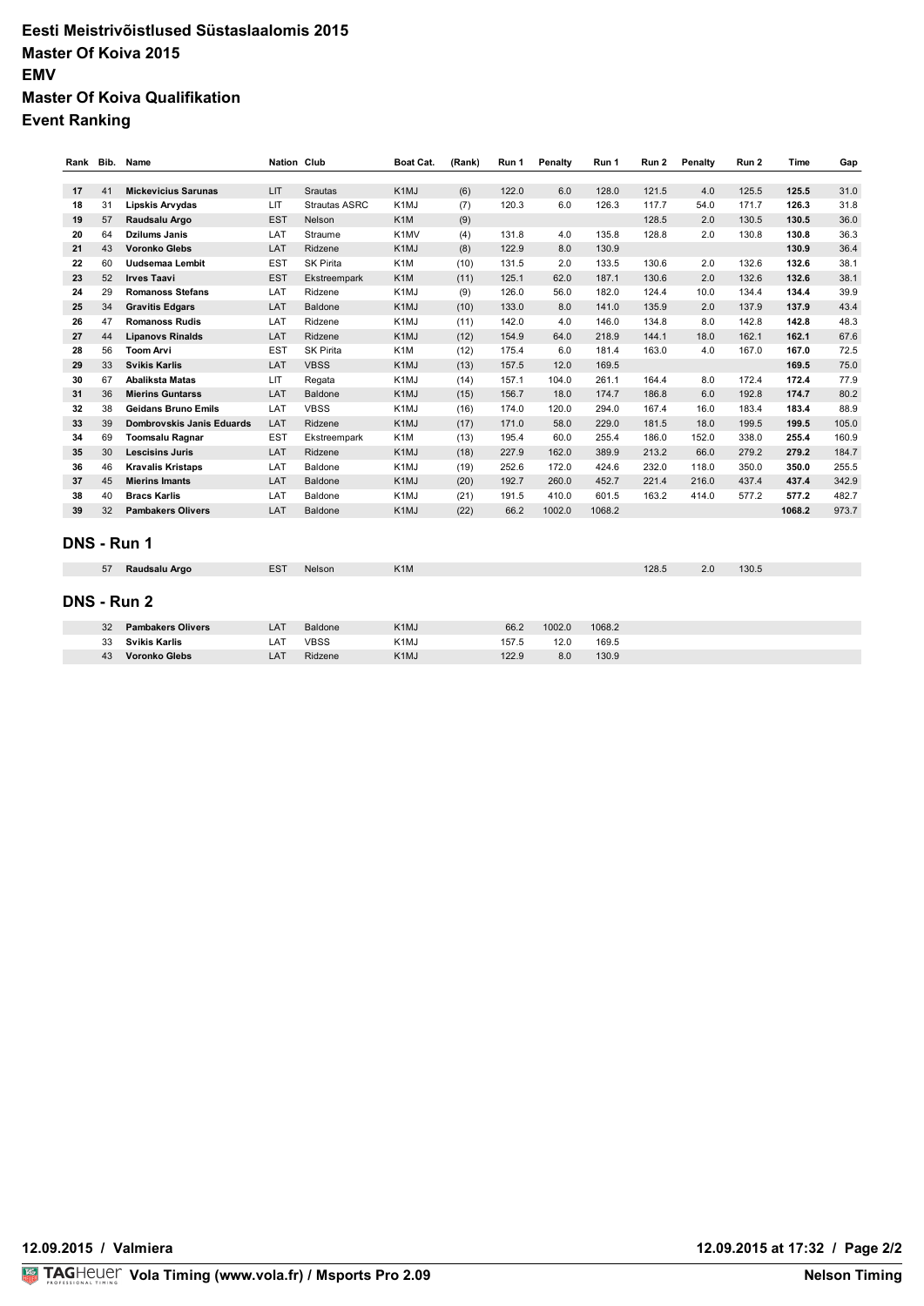# Eesti Meistrivõistlused Süstaslaalomis 2015

# Master Of Koiva 2015

# EMV

# Master Of Koiva Qualifikation

# Event Ranking

| Rank | Bib. | Name | Nation | Club | Boat Cat. | (Rank) | Run 1 | Penalty | Run 1 | Run 2 | Penalty | Run 2 | Time | Gap |
|---|---|---|---|---|---|---|---|---|---|---|---|---|---|---|
| 17 | 41 | **Mickevicius Sarunas** | LIT | Srautas | K1MJ | (6) | 122.0 | 6.0 | 128.0 | 121.5 | 4.0 | 125.5 | **125.5** | 31.0 |
| 18 | 31 | **Lipskis Arvydas** | LIT | Strautas ASRC | K1MJ | (7) | 120.3 | 6.0 | 126.3 | 117.7 | 54.0 | 171.7 | **126.3** | 31.8 |
| 19 | 57 | **Raudsalu Argo** | EST | Nelson | K1M | (9) | | | | 128.5 | 2.0 | 130.5 | **130.5** | 36.0 |
| 20 | 64 | **Dzilums Janis** | LAT | Straume | K1MV | (4) | 131.8 | 4.0 | 135.8 | 128.8 | 2.0 | 130.8 | **130.8** | 36.3 |
| 21 | 43 | **Voronko Glebs** | LAT | Ridzene | K1MJ | (8) | 122.9 | 8.0 | 130.9 | | | | **130.9** | 36.4 |
| 22 | 60 | **Uudsemaa Lembit** | EST | SK Pirita | K1M | (10) | 131.5 | 2.0 | 133.5 | 130.6 | 2.0 | 132.6 | **132.6** | 38.1 |
| 23 | 52 | **Irves Taavi** | EST | Ekstreempark | K1M | (11) | 125.1 | 62.0 | 187.1 | 130.6 | 2.0 | 132.6 | **132.6** | 38.1 |
| 24 | 29 | **Romanoss Stefans** | LAT | Ridzene | K1MJ | (9) | 126.0 | 56.0 | 182.0 | 124.4 | 10.0 | 134.4 | **134.4** | 39.9 |
| 25 | 34 | **Gravitis Edgars** | LAT | Baldone | K1MJ | (10) | 133.0 | 8.0 | 141.0 | 135.9 | 2.0 | 137.9 | **137.9** | 43.4 |
| 26 | 47 | **Romanoss Rudis** | LAT | Ridzene | K1MJ | (11) | 142.0 | 4.0 | 146.0 | 134.8 | 8.0 | 142.8 | **142.8** | 48.3 |
| 27 | 44 | **Lipanovs Rinalds** | LAT | Ridzene | K1MJ | (12) | 154.9 | 64.0 | 218.9 | 144.1 | 18.0 | 162.1 | **162.1** | 67.6 |
| 28 | 56 | **Toom Arvi** | EST | SK Pirita | K1M | (12) | 175.4 | 6.0 | 181.4 | 163.0 | 4.0 | 167.0 | **167.0** | 72.5 |
| 29 | 33 | **Svikis Karlis** | LAT | VBSS | K1MJ | (13) | 157.5 | 12.0 | 169.5 | | | | **169.5** | 75.0 |
| 30 | 67 | **Abaliksta Matas** | LIT | Regata | K1MJ | (14) | 157.1 | 104.0 | 261.1 | 164.4 | 8.0 | 172.4 | **172.4** | 77.9 |
| 31 | 36 | **Mierins Guntarss** | LAT | Baldone | K1MJ | (15) | 156.7 | 18.0 | 174.7 | 186.8 | 6.0 | 192.8 | **174.7** | 80.2 |
| 32 | 38 | **Geidans Bruno Emils** | LAT | VBSS | K1MJ | (16) | 174.0 | 120.0 | 294.0 | 167.4 | 16.0 | 183.4 | **183.4** | 88.9 |
| 33 | 39 | **Dombrovskis Janis Eduards** | LAT | Ridzene | K1MJ | (17) | 171.0 | 58.0 | 229.0 | 181.5 | 18.0 | 199.5 | **199.5** | 105.0 |
| 34 | 69 | **Toomsalu Ragnar** | EST | Ekstreempark | K1M | (13) | 195.4 | 60.0 | 255.4 | 186.0 | 152.0 | 338.0 | **255.4** | 160.9 |
| 35 | 30 | **Lescisins Juris** | LAT | Ridzene | K1MJ | (18) | 227.9 | 162.0 | 389.9 | 213.2 | 66.0 | 279.2 | **279.2** | 184.7 |
| 36 | 46 | **Kravalis Kristaps** | LAT | Baldone | K1MJ | (19) | 252.6 | 172.0 | 424.6 | 232.0 | 118.0 | 350.0 | **350.0** | 255.5 |
| 37 | 45 | **Mierins Imants** | LAT | Baldone | K1MJ | (20) | 192.7 | 260.0 | 452.7 | 221.4 | 216.0 | 437.4 | **437.4** | 342.9 |
| 38 | 40 | **Bracs Karlis** | LAT | Baldone | K1MJ | (21) | 191.5 | 410.0 | 601.5 | 163.2 | 414.0 | 577.2 | **577.2** | 482.7 |
| 39 | 32 | **Pambakers Olivers** | LAT | Baldone | K1MJ | (22) | 66.2 | 1002.0 | 1068.2 | | | | **1068.2** | 973.7 |

## DNS - Run 1

| Bib. | Name | Nation | Club | Boat Cat. | Run 1 | Penalty | Run 1 | Run 2 | Penalty | Run 2 |
|---|---|---|---|---|---|---|---|---|---|---|
| 57 | **Raudsalu Argo** | EST | Nelson | K1M | | | | 128.5 | 2.0 | 130.5 |

## DNS - Run 2

| Bib. | Name | Nation | Club | Boat Cat. | Run 1 | Penalty | Run 1 | Run 2 | Penalty | Run 2 |
|---|---|---|---|---|---|---|---|---|---|---|
| 32 | **Pambakers Olivers** | LAT | Baldone | K1MJ | 66.2 | 1002.0 | 1068.2 | | | |
| 33 | **Svikis Karlis** | LAT | VBSS | K1MJ | 157.5 | 12.0 | 169.5 | | | |
| 43 | **Voronko Glebs** | LAT | Ridzene | K1MJ | 122.9 | 8.0 | 130.9 | | | |

**12.09.2015 / Valmiera** **12.09.2015 at 17:32**

**Vola Timing (www.vola.fr) / Msports Pro 2.09** **Nelson Timing**